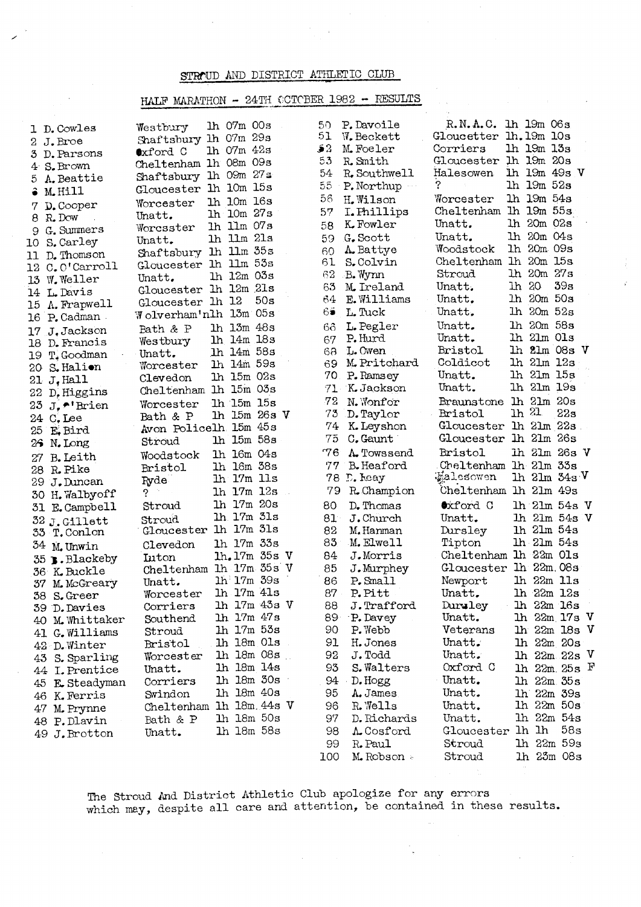# STROUD AND DISTRICT ATHLETIC CLUB

## HALF MARATHON - 24TH OCTOBER 1982 - RESULTS

| Pos | Name | Club | Time | |
|---|---|---|---|---|
| 1 | D. Cowles | Westbury | 1h 07m 00s | |
| 2 | J. Broe | Shaftsbury | 1h 07m 29s | |
| 3 | D. Parsons | Oxford C | 1h 07m 42s | |
| 4 | S. Brown | Cheltenham | 1h 08m 09s | |
| 5 | A. Beattie | Shaftsbury | 1h 09m 27s | |
| 6 | M. Hill | Gloucester | 1h 10m 15s | |
| 7 | D. Cooper | Worcester | 1h 10m 16s | |
| 8 | R. Dow | Unatt. | 1h 10m 27s | |
| 9 | G. Summers | Worcsster | 1h 11m 07s | |
| 10 | S. Carley | Unatt. | 1h 11m 21s | |
| 11 | D. Thomson | Shaftsbury | 1h 11m 35s | |
| 12 | C. O'Carroll | Gloucester | 1h 11m 53s | |
| 13 | W. Weller | Unatt. | 1h 12m 03s | |
| 14 | L. Davis | Gloucester | 1h 12m 21s | |
| 15 | A. Frapwell | Gloucester | 1h 12 50s | |
| 16 | P. Cadman | Wolverham'n | 1h 13m 05s | |
| 17 | J. Jackson | Bath & P | 1h 13m 48s | |
| 18 | D. Francis | Westbury | 1h 14m 18s | |
| 19 | T. Goodman | Unatt. | 1h 14m 58s | |
| 20 | S. Halion | Worcester | 1h 14m 59s | |
| 21 | J. Hall | Clevedon | 1h 15m 02s | |
| 22 | D. Higgins | Cheltenham | 1h 15m 03s | |
| 23 | J. O'Brien | Worcester | 1h 15m 15s | |
| 24 | C. Lee | Bath & P | 1h 15m 26s | V |
| 25 | E. Bird | Avon Police | 1h 15m 45s | |
| 26 | N. Long | Stroud | 1h 15m 58s | |
| 27 | B. Leith | Woodstock | 1h 16m 04s | |
| 28 | R. Pike | Bristol | 1h 16m 38s | |
| 29 | J. Duncan | Ryde | 1h 17m 11s | |
| 30 | H. Walbyoff | ? | 1h 17m 12s | |
| 31 | E. Campbell | Stroud | 1h 17m 20s | |
| 32 | J. Gillett | Stroud | 1h 17m 31s | |
| 33 | T. Conlon | Gloucester | 1h 17m 31s | |
| 34 | M. Unwin | Clevedon | 1h 17m 33s | |
| 35 | B. Blackeby | Luton | 1h 17m 35s | V |
| 36 | K. Buckle | Cheltenham | 1h 17m 35s | V |
| 37 | M. McGreary | Unatt. | 1h 17m 39s | |
| 38 | S. Greer | Worcester | 1h 17m 41s | |
| 39 | D. Davies | Corriers | 1h 17m 43s | V |
| 40 | M. Whittaker | Southend | 1h 17m 47s | |
| 41 | G. Williams | Stroud | 1h 17m 53s | |
| 42 | D. Winter | Bristol | 1h 18m 01s | |
| 43 | S. Sparling | Worcester | 1h 18m 08s | |
| 44 | I. Prentice | Unatt. | 1h 18m 14s | |
| 45 | E. Steadyman | Corriers | 1h 18m 30s | |
| 46 | K. Ferris | Swindon | 1h 18m 40s | |
| 47 | M. Prynne | Cheltenham | 1h 18m 44s | V |
| 48 | P. Dlavin | Bath & P | 1h 18m 50s | |
| 49 | J. Brotton | Unatt. | 1h 18m 58s | |
| 50 | P. Davoile | R.N.A.C. | 1h 19m 06s | |
| 51 | W. Beckett | Gloucetter | 1h 19m 10s | |
| 52 | M. Foeler | Corriers | 1h 19m 13s | |
| 53 | R. Smith | Gloucester | 1h 19m 20s | |
| 54 | R. Southwell | Halesowen | 1h 19m 49s | V |
| 55 | P. Northup | ? | 1h 19m 52s | |
| 56 | H. Wilson | Worcester | 1h 19m 54s | |
| 57 | I. Phillips | Cheltenham | 1h 19m 55s | |
| 58 | K. Fowler | Unatt. | 1h 20m 02s | |
| 59 | G. Scott | Unatt. | 1h 20m 04s | |
| 60 | A. Battye | Woodstock | 1h 20m 09s | |
| 61 | S. Colvin | Cheltenham | 1h 20m 15s | |
| 62 | B. Wynn | Stroud | 1h 20m 27s | |
| 63 | M. Ireland | Unatt. | 1h 20 39s | |
| 64 | E. Williams | Unatt. | 1h 20m 50s | |
| 65 | L. Tuck | Unatt. | 1h 20m 52s | |
| 66 | L. Pegler | Unatt. | 1h 20m 58s | |
| 67 | P. Hurd | Unatt. | 1h 21m 01s | |
| 68 | L. Owen | Bristol | 1h 21m 08s | V |
| 69 | M. Pritchard | Coldicot | 1h 21m 12s | |
| 70 | P. Ramsey | Unatt. | 1h 21m 15s | |
| 71 | K. Jackson | Unatt. | 1h 21m 19s | |
| 72 | N. Wonfor | Braunstone | 1h 21m 20s | |
| 73 | D. Taylor | Bristol | 1h 21 22s | |
| 74 | K. Leyshon | Gloucester | 1h 21m 22s | |
| 75 | C. Gaunt | Gloucester | 1h 21m 26s | |
| 76 | A. Towssend | Bristol | 1h 21m 26s | V |
| 77 | B. Heaford | Cheltenham | 1h 21m 33s | |
| 78 | D. Reay | Halesowen | 1h 21m 34s | V |
| 79 | R. Champion | Cheltenham | 1h 21m 49s | |
| 80 | D. Thomas | Oxford C | 1h 21m 54s | V |
| 81 | J. Church | Unatt. | 1h 21m 54s | V |
| 82 | M. Hanman | Dursley | 1h 21m 54s | |
| 83 | M. Elwell | Tipton | 1h 21m 54s | |
| 84 | J. Morris | Cheltenham | 1h 22m 01s | |
| 85 | J. Murphey | Gloucester | 1h 22m 08s | |
| 86 | P. Small | Newport | 1h 22m 11s | |
| 87 | P. Pitt | Unatt. | 1h 22m 12s | |
| 88 | J. Trafford | Dursley | 1h 22m 16s | |
| 89 | P. Davey | Unatt. | 1h 22m 17s | V |
| 90 | P. Webb | Veterans | 1h 22m 18s | V |
| 91 | H. Jones | Unatt. | 1h 22m 20s | |
| 92 | J. Todd | Unatt. | 1h 22m 22s | V |
| 93 | S. Walters | Oxford C | 1h 22m 25s | F |
| 94 | D. Hogg | Unatt. | 1h 22m 35s | |
| 95 | A. James | Unatt. | 1h 22m 39s | |
| 96 | R. Wells | Unatt. | 1h 22m 50s | |
| 97 | D. Richards | Unatt. | 1h 22m 54s | |
| 98 | A. Cosford | Gloucester | 1h 1h 58s | |
| 99 | R. Paul | Stroud | 1h 22m 59s | |
| 100 | M. Robson | Stroud | 1h 23m 08s | |

The Stroud And District Athletic Club apologize for any errors which may, despite all care and attention, be contained in these results.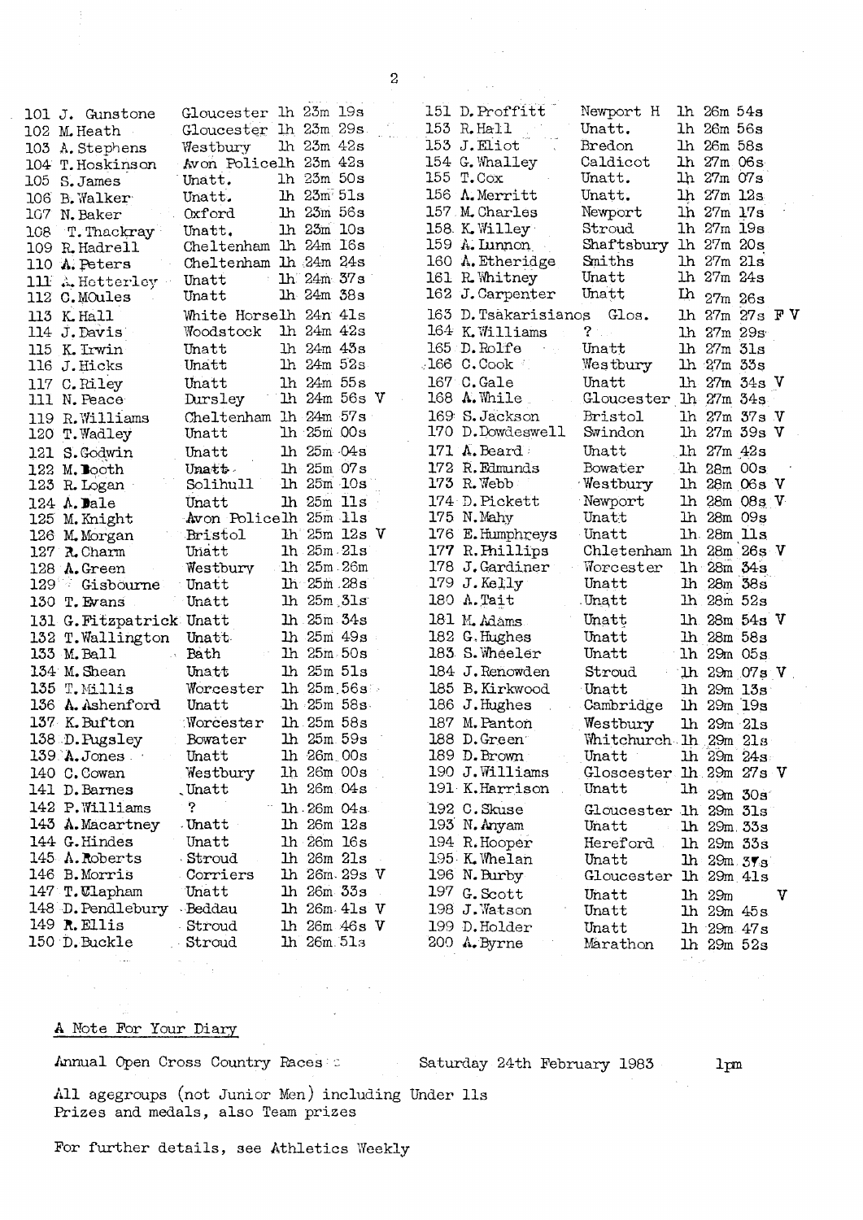| Pos | Name | Club | Time | |
|---|---|---|---|---|
| 101 | J. Gunstone | Gloucester | 1h 23m 19s | |
| 102 | M. Heath | Gloucester | 1h 23m 29s | |
| 103 | A. Stephens | Westbury | 1h 23m 42s | |
| 104 | T. Hoskinson | Avon Police | 1h 23m 42s | |
| 105 | S. James | Unatt. | 1h 23m 50s | |
| 106 | B. Walker | Unatt. | 1h 23m 51s | |
| 107 | N. Baker | Oxford | 1h 23m 56s | |
| 108 | T. Thackray | Unatt. | 1h 23m 10s | |
| 109 | R. Hadrell | Cheltenham | 1h 24m 16s | |
| 110 | A. Peters | Cheltenham | 1h 24m 24s | |
| 111 | A. Hotterley | Unatt | 1h 24m 37s | |
| 112 | C. MOules | Unatt | 1h 24m 38s | |
| 113 | K. Hall | White Horse | 1h 24n 41s | |
| 114 | J. Davis | Woodstock | 1h 24m 42s | |
| 115 | K. Irwin | Unatt | 1h 24m 43s | |
| 116 | J. Hicks | Unatt | 1h 24m 52s | |
| 117 | C. Riley | Unatt | 1h 24m 55s | |
| 111 | N. Peace | Dursley | 1h 24m 56s | V |
| 119 | R. Williams | Cheltenham | 1h 24m 57s | |
| 120 | T. Wadley | Unatt | 1h 25m 00s | |
| 121 | S. Godwin | Unatt | 1h 25m 04s | |
| 122 | M. Booth | Unatt | 1h 25m 07s | |
| 123 | R. Logan | Solihull | 1h 25m 10s | |
| 124 | A. Dale | Unatt | 1h 25m 11s | |
| 125 | M. Knight | Avon Police | 1h 25m 11s | |
| 126 | M. Morgan | Bristol | 1h 25m 12s | V |
| 127 | R. Charm | Unatt | 1h 25m 21s | |
| 128 | A. Green | Westbury | 1h 25m 26m | |
| 129 | Gisbourne | Unatt | 1h 25m 28s | |
| 130 | T. Evans | Unatt | 1h 25m 31s | |
| 131 | G. Fitzpatrick | Unatt | 1h 25m 34s | |
| 132 | T. Wallington | Unatt | 1h 25m 49s | |
| 133 | M. Ball | Bath | 1h 25m 50s | |
| 134 | M. Shean | Unatt | 1h 25m 51s | |
| 135 | T. Millis | Worcester | 1h 25m 56s | |
| 136 | A. Ashenford | Unatt | 1h 25m 58s | |
| 137 | K. Bufton | Worcester | 1h 25m 58s | |
| 138 | D. Pugsley | Bowater | 1h 25m 59s | |
| 139 | A. Jones | Unatt | 1h 26m 00s | |
| 140 | C. Cowan | Westbury | 1h 26m 00s | |
| 141 | D. Barnes | Unatt | 1h 26m 04s | |
| 142 | P. Williams | ? | 1h 26m 04s | |
| 143 | A. Macartney | Unatt | 1h 26m 12s | |
| 144 | G. Hindes | Unatt | 1h 26m 16s | |
| 145 | A. Roberts | Stroud | 1h 26m 21s | |
| 146 | B. Morris | Corriers | 1h 26m 29s | V |
| 147 | T. Clapham | Unatt | 1h 26m 33s | |
| 148 | D. Pendlebury | Beddau | 1h 26m 41s | V |
| 149 | R. Ellis | Stroud | 1h 26m 46s | V |
| 150 | D. Buckle | Stroud | 1h 26m 51s | |
| 151 | D. Proffitt | Newport H | 1h 26m 54s | |
| 153 | R. Hall | Unatt. | 1h 26m 56s | |
| 153 | J. Eliot | Bredon | 1h 26m 58s | |
| 154 | G. Whalley | Caldicot | 1h 27m 06s | |
| 155 | T. Cox | Unatt. | 1h 27m 07s | |
| 156 | A. Merritt | Unatt. | 1h 27m 12s | |
| 157 | M. Charles | Newport | 1h 27m 17s | |
| 158 | K. Willey | Stroud | 1h 27m 19s | |
| 159 | A. Lunnon | Shaftsbury | 1h 27m 20s | |
| 160 | A. Etheridge | Smiths | 1h 27m 21s | |
| 161 | R. Whitney | Unatt | 1h 27m 24s | |
| 162 | J. Carpenter | Unatt | 1h 27m 26s | |
| 163 | D. Tsakarisianos | Glos. | 1h 27m 27s | F V |
| 164 | K. Williams | ? | 1h 27m 29s | |
| 165 | D. Rolfe | Unatt | 1h 27m 31s | |
| 166 | C. Cook | Westbury | 1h 27m 33s | |
| 167 | C. Gale | Unatt | 1h 27m 34s | V |
| 168 | A. While | Gloucester | 1h 27m 34s | |
| 169 | S. Jackson | Bristol | 1h 27m 37s | V |
| 170 | D. Dowdeswell | Swindon | 1h 27m 39s | V |
| 171 | A. Beard | Unatt | 1h 27m 42s | |
| 172 | R. Edmunds | Bowater | 1h 28m 00s | |
| 173 | R. Webb | Westbury | 1h 28m 06s | V |
| 174 | D. Pickett | Newport | 1h 28m 08s | V |
| 175 | N. Mahy | Unatt | 1h 28m 09s | |
| 176 | E. Humphreys | Unatt | 1h 28m 11s | |
| 177 | R. Phillips | Chletenham | 1h 28m 26s | V |
| 178 | J. Gardiner | Worcester | 1h 28m 34s | |
| 179 | J. Kelly | Unatt | 1h 28m 38s | |
| 180 | A. Tait | Unatt | 1h 28m 52s | |
| 181 | M. Adams | Unatt | 1h 28m 54s | V |
| 182 | G. Hughes | Unatt | 1h 28m 58s | |
| 183 | S. Wheeler | Unatt | 1h 29m 05s | |
| 184 | J. Renowden | Stroud | 1h 29m 07s | V |
| 185 | B. Kirkwood | Unatt | 1h 29m 13s | |
| 186 | J. Hughes | Cambridge | 1h 29m 19s | |
| 187 | M. Panton | Westbury | 1h 29m 21s | |
| 188 | D. Green | Whitchurch | 1h 29m 21s | |
| 189 | D. Brown | Unatt | 1h 29m 24s | |
| 190 | J. Williams | Gloscester | 1h 29m 27s | V |
| 191 | K. Harrison | Unatt | 1h 29m 30s | |
| 192 | C. Skuse | Gloucester | 1h 29m 31s | |
| 193 | N. Anyam | Unatt | 1h 29m 33s | |
| 194 | R. Hooper | Hereford | 1h 29m 33s | |
| 195 | K. Whelan | Unatt | 1h 29m 37s | |
| 196 | N. Burby | Gloucester | 1h 29m 41s | |
| 197 | G. Scott | Unatt | 1h 29m | V |
| 198 | J. Watson | Unatt | 1h 29m 45s | |
| 199 | D. Holder | Unatt | 1h 29m 47s | |
| 200 | A. Byrne | Marathon | 1h 29m 52s | |

## A Note For Your Diary

Annual Open Cross Country Races : Saturday 24th February 1983 1pm

All agegroups (not Junior Men) including Under 11s
Prizes and medals, also Team prizes

For further details, see Athletics Weekly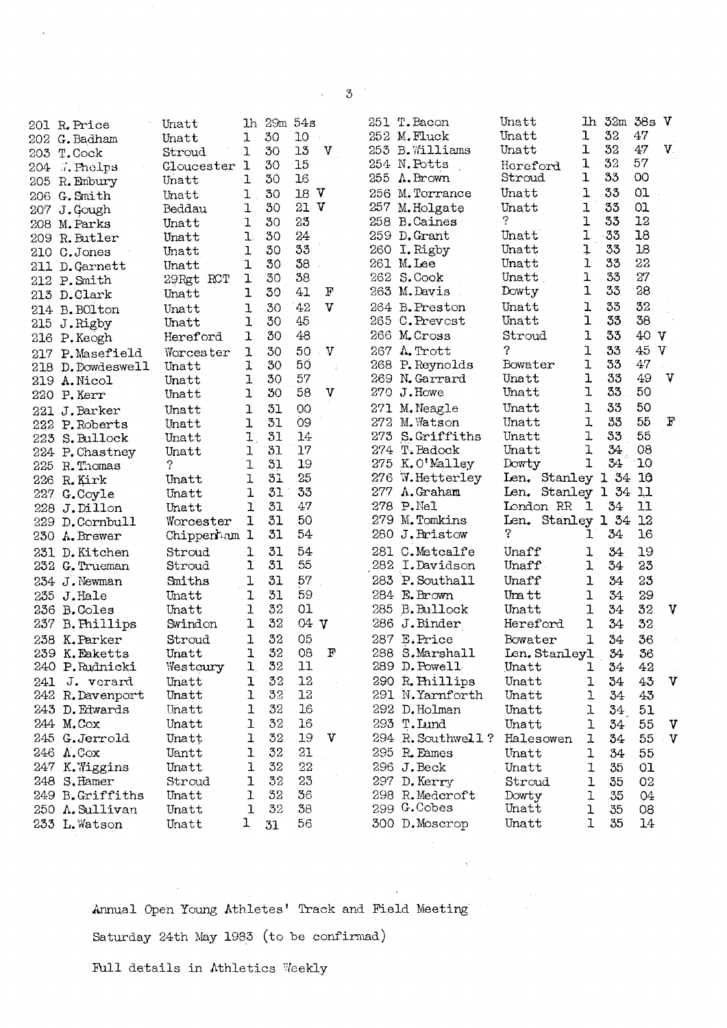| Pos | Name | Club | Time | | Pos | Name | Club | Time | |
|---|---|---|---|---|---|---|---|---|---|
| 201 | R.Price | Unatt | 1h 29m 54s | | 251 | T.Bacon | Unatt | 1h 32m 38s | V |
| 202 | G.Badham | Unatt | 1 30 10 | | 252 | M.Fluck | Unatt | 1 32 47 | |
| 203 | T.Cock | Stroud | 1 30 13 | V | 253 | B.Williams | Unatt | 1 32 47 | V |
| 204 | J.Phelps | Gloucester | 1 30 15 | | 254 | N.Potts | Hereford | 1 32 57 | |
| 205 | R.Embury | Unatt | 1 30 16 | | 255 | A.Brown | Stroud | 1 33 00 | |
| 206 | G.Smith | Unatt | 1 30 18 | V | 256 | M.Torrance | Unatt | 1 33 01 | |
| 207 | J.Gough | Beddau | 1 30 21 | V | 257 | M.Holgate | Unatt | 1 33 01 | |
| 208 | M.Parks | Unatt | 1 30 23 | | 258 | B.Caines | ? | 1 33 12 | |
| 209 | R.Butler | Unatt | 1 30 24 | | 259 | D.Grant | Unatt | 1 33 18 | |
| 210 | C.Jones | Unatt | 1 30 33 | | 260 | I.Rigby | Unatt | 1 33 18 | |
| 211 | D.Garnett | Unatt | 1 30 38 | | 261 | M.Lee | Unatt | 1 33 22 | |
| 212 | P.Smith | 29Rgt RCT | 1 30 38 | | 262 | S.Cook | Unatt | 1 33 27 | |
| 213 | D.Clark | Unatt | 1 30 41 | F | 263 | M.Davis | Dowty | 1 33 28 | |
| 214 | B.BOlton | Unatt | 1 30 42 | V | 264 | B.Preston | Unatt | 1 33 32 | |
| 215 | J.Rigby | Unatt | 1 30 45 | | 265 | C.Prevost | Unatt | 1 33 38 | |
| 216 | P.Keogh | Hereford | 1 30 48 | | 266 | M.Cross | Stroud | 1 33 40 | V |
| 217 | P.Masefield | Worcester | 1 30 50 | V | 267 | A.Trott | ? | 1 33 45 | V |
| 218 | D.Dowdeswell | Unatt | 1 30 50 | | 268 | P.Reynolds | Bowater | 1 33 47 | |
| 219 | A.Nicol | Unatt | 1 30 57 | | 269 | N.Garrard | Unatt | 1 33 49 | V |
| 220 | P.Kerr | Unatt | 1 30 58 | V | 270 | J.Howe | Unatt | 1 33 50 | |
| 221 | J.Barker | Unatt | 1 31 00 | | 271 | M.Neagle | Unatt | 1 33 50 | |
| 222 | P.Roberts | Unatt | 1 31 09 | | 272 | M.Watson | Unatt | 1 33 55 | F |
| 223 | S.Bullock | Unatt | 1 31 14 | | 273 | S.Griffiths | Unatt | 1 33 55 | |
| 224 | P.Chastney | Unatt | 1 31 17 | | 274 | T.Badock | Unatt | 1 34 08 | |
| 225 | R.Thomas | ? | 1 31 19 | | 275 | K.O'Malley | Dowty | 1 34 10 | |
| 226 | R.Kirk | Unatt | 1 31 25 | | 276 | W.Hetterley | Len. Stanley | 1 34 10 | |
| 227 | G.Coyle | Unatt | 1 31 33 | | 277 | A.Graham | Len. Stanley | 1 34 11 | |
| 228 | J.Dillon | Unatt | 1 31 47 | | 278 | P.Nel | London RR | 1 34 11 | |
| 229 | D.Cornbull | Worcester | 1 31 50 | | 279 | M.Tomkins | Len. Stanley | 1 34 12 | |
| 230 | A.Brewer | Chippenham | 1 31 54 | | 280 | J.Bristow | ? | 1 34 16 | |
| 231 | D.Kitchen | Stroud | 1 31 54 | | 281 | C.Metcalfe | Unaff | 1 34 19 | |
| 232 | G.Trueman | Stroud | 1 31 55 | | 282 | I.Davidson | Unaff | 1 34 23 | |
| 234 | J.Newman | Smiths | 1 31 57 | | 283 | P.Southall | Unaff | 1 34 23 | |
| 235 | J.Hale | Unatt | 1 31 59 | | 284 | E.Brown | Unatt | 1 34 29 | |
| 236 | B.Coles | Unatt | 1 32 01 | | 285 | B.Bullock | Unatt | 1 34 32 | V |
| 237 | B.Phillips | Swindon | 1 32 04 | V | 286 | J.Binder | Hereford | 1 34 32 | |
| 238 | K.Parker | Stroud | 1 32 05 | | 287 | E.Price | Bowater | 1 34 36 | |
| 239 | K.Eaketts | Unatt | 1 32 08 | F | 288 | S.Marshall | Len.Stanley | 1 34 36 | |
| 240 | P.Rudnicki | Westbury | 1 32 11 | | 289 | D.Powell | Unatt | 1 34 42 | |
| 241 | J. Verard | Unatt | 1 32 12 | | 290 | R.Phillips | Unatt | 1 34 43 | V |
| 242 | R.Davenport | Unatt | 1 32 12 | | 291 | N.Yarnforth | Unatt | 1 34 43 | |
| 243 | D.Edwards | Unatt | 1 32 16 | | 292 | D.Holman | Unatt | 1 34 51 | |
| 244 | M.Cox | Unatt | 1 32 16 | | 293 | T.Lund | Unatt | 1 34 55 | V |
| 245 | G.Jerrold | Unatt | 1 32 19 | V | 294 | R.Southwell ? | Halesowen | 1 34 55 | V |
| 246 | A.Cox | Uantt | 1 32 21 | | 295 | R.Eames | Unatt | 1 34 55 | |
| 247 | K.Wiggins | Unatt | 1 32 22 | | 296 | J.Beck | Unatt | 1 35 01 | |
| 248 | S.Hamer | Stroud | 1 32 23 | | 297 | D.Kerry | Stroud | 1 35 02 | |
| 249 | B.Griffiths | Unatt | 1 32 36 | | 298 | R.Medcroft | Dowty | 1 35 04 | |
| 250 | A.Sullivan | Unatt | 1 32 38 | | 299 | G.Cobes | Unatt | 1 35 08 | |
| 233 | L.Watson | Unatt | 1 31 56 | | 300 | D.Moscrop | Unatt | 1 35 14 | |

Annual Open Young Athletes' Track and Field Meeting

Saturday 24th May 1983 (to be confirmed)

Full details in Athletics Weekly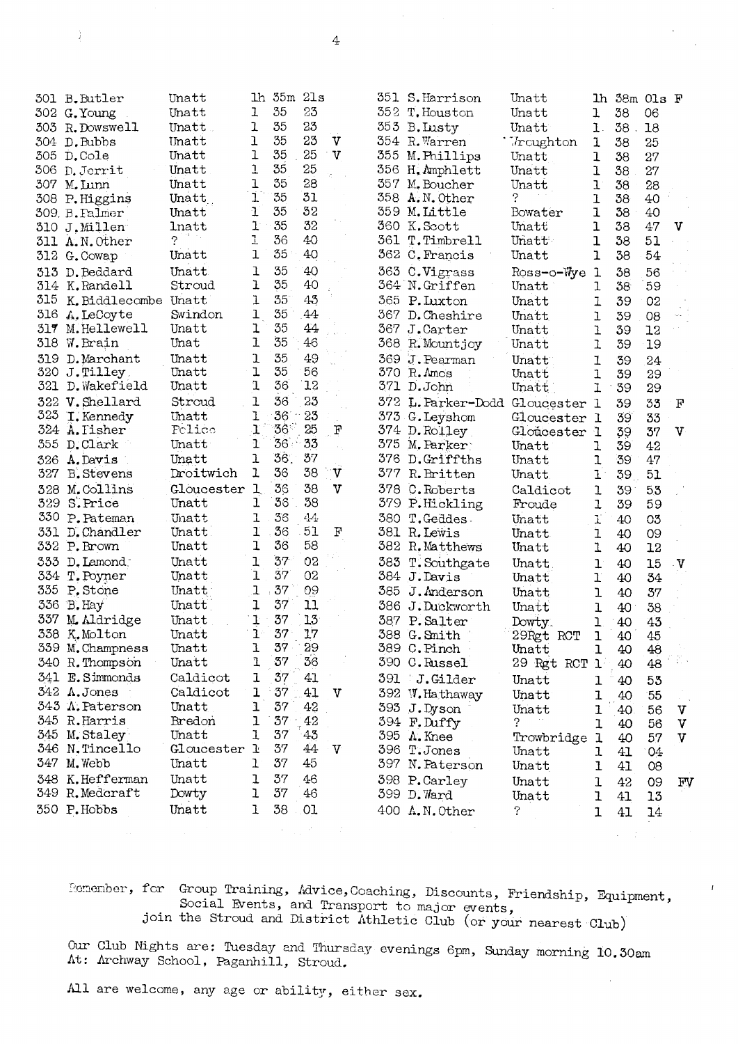| No. | Name | Club | Time | | | Note |
|---|---|---|---|---|---|---|
| 301 | B.Butler | Unatt | 1h | 35m | 21s | |
| 302 | G.Young | Unatt | 1 | 35 | 23 | |
| 303 | R.Dowswell | Unatt | 1 | 35 | 23 | |
| 304 | D.Bubbs | Unatt | 1 | 35 | 23 | V |
| 305 | D.Cole | Unatt | 1 | 35 | 25 | V |
| 306 | D.Jerrit | Unatt | 1 | 35 | 25 | |
| 307 | M.Lunn | Unatt | 1 | 35 | 28 | |
| 308 | P.Higgins | Unatt | 1 | 35 | 31 | |
| 309 | B.Palmer | Unatt | 1 | 35 | 32 | |
| 310 | J.Millen | lnatt | 1 | 35 | 32 | |
| 311 | A.N.Other | ? | 1 | 36 | 40 | |
| 312 | G.Cowap | Unatt | 1 | 35 | 40 | |
| 313 | D.Beddard | Unatt | 1 | 35 | 40 | |
| 314 | K.Randell | Stroud | 1 | 35 | 40 | |
| 315 | K.Biddlecombe | Unatt | 1 | 35 | 43 | |
| 316 | A.LeCoyte | Swindon | 1 | 35 | 44 | |
| 317 | M.Hellewell | Unatt | 1 | 35 | 44 | |
| 318 | W.Brain | Unat | 1 | 35 | 46 | |
| 319 | D.Marchant | Unatt | 1 | 35 | 49 | |
| 320 | J.Tilley | Unatt | 1 | 35 | 56 | |
| 321 | D.Wakefield | Unatt | 1 | 36 | 12 | |
| 322 | V.Shellard | Stroud | 1 | 36 | 23 | |
| 323 | I.Kennedy | Unatt | 1 | 36 | 23 | |
| 324 | A.Fisher | Police | 1 | 36 | 25 | F |
| 355 | D.Clark | Unatt | 1 | 36 | 33 | |
| 326 | A.Davis | Unatt | 1 | 36 | 37 | |
| 327 | B.Stevens | Droitwich | 1 | 36 | 38 | V |
| 328 | M.Collins | Gloucester | 1 | 36 | 38 | V |
| 329 | S.Price | Unatt | 1 | 36 | 38 | |
| 330 | P.Pateman | Unatt | 1 | 36 | 44 | |
| 331 | D.Chandler | Unatt | 1 | 36 | 51 | F |
| 332 | P.Brown | Unatt | 1 | 36 | 58 | |
| 333 | D.Lamond | Unatt | 1 | 37 | 02 | |
| 334 | T.Poyner | Unatt | 1 | 37 | 02 | |
| 335 | P.Stone | Unatt | 1 | 37 | 09 | |
| 336 | B.Hay | Unatt | 1 | 37 | 11 | |
| 337 | M.Aldridge | Unatt | 1 | 37 | 13 | |
| 338 | K.Molton | Unatt | 1 | 37 | 17 | |
| 339 | M.Champness | Unatt | 1 | 37 | 29 | |
| 340 | R.Thompson | Unatt | 1 | 37 | 36 | |
| 341 | E.Simmonds | Caldicot | 1 | 37 | 41 | |
| 342 | A.Jones | Caldicot | 1 | 37 | 41 | V |
| 343 | A.Paterson | Unatt | 1 | 37 | 42 | |
| 345 | R.Harris | Bredon | 1 | 37 | 42 | |
| 345 | M.Staley | Unatt | 1 | 37 | 43 | |
| 346 | N.Tincello | Gloucester | 1 | 37 | 44 | V |
| 347 | M.Webb | Unatt | 1 | 37 | 45 | |
| 348 | K.Hefferman | Unatt | 1 | 37 | 46 | |
| 349 | R.Medcraft | Dowty | 1 | 37 | 46 | |
| 350 | P.Hobbs | Unatt | 1 | 38 | 01 | |
| 351 | S.Harrison | Unatt | 1h | 38m | 01s | F |
| 352 | T.Houston | Unatt | 1 | 38 | 06 | |
| 353 | B.Lusty | Unatt | 1 | 38 | 18 | |
| 354 | R.Warren | Wroughton | 1 | 38 | 25 | |
| 355 | M.Phillips | Unatt | 1 | 38 | 27 | |
| 356 | H.Amphlett | Unatt | 1 | 38 | 27 | |
| 357 | M.Boucher | Unatt | 1 | 38 | 28 | |
| 358 | A.N.Other | ? | 1 | 38 | 40 | |
| 359 | M.Little | Bowater | 1 | 38 | 40 | |
| 360 | K.Scott | Unatt | 1 | 38 | 47 | V |
| 361 | T.Timbrell | Unatt | 1 | 38 | 51 | |
| 362 | C.Francis | Unatt | 1 | 38 | 54 | |
| 363 | C.Vigrass | Ross-o-Wye | 1 | 38 | 56 | |
| 364 | N.Griffen | Unatt | 1 | 38 | 59 | |
| 365 | P.Luxton | Unatt | 1 | 39 | 02 | |
| 367 | D.Cheshire | Unatt | 1 | 39 | 08 | |
| 367 | J.Carter | Unatt | 1 | 39 | 12 | |
| 368 | R.Mountjoy | Unatt | 1 | 39 | 19 | |
| 369 | J.Pearman | Unatt | 1 | 39 | 24 | |
| 370 | R.Amos | Unatt | 1 | 39 | 29 | |
| 371 | D.John | Unatt | 1 | 39 | 29 | |
| 372 | L.Parker-Dodd | Gloucester | 1 | 39 | 33 | F |
| 373 | G.Leyshom | Gloucester | 1 | 39 | 33 | |
| 374 | D.Rolley | Gloucester | 1 | 39 | 37 | V |
| 375 | M.Parker | Unatt | 1 | 39 | 42 | |
| 376 | D.Griffths | Unatt | 1 | 39 | 47 | |
| 377 | R.Britten | Unatt | 1 | 39 | 51 | |
| 378 | C.Roberts | Caldicot | 1 | 39 | 53 | |
| 379 | P.Hickling | Froude | 1 | 39 | 59 | |
| 380 | T.Geddes | Unatt | 1 | 40 | 03 | |
| 381 | R.Lewis | Unatt | 1 | 40 | 09 | |
| 382 | R.Matthews | Unatt | 1 | 40 | 12 | |
| 383 | T.Southgate | Unatt | 1 | 40 | 15 | V |
| 384 | J.Davis | Unatt | 1 | 40 | 34 | |
| 385 | J.Anderson | Unatt | 1 | 40 | 37 | |
| 386 | J.Duckworth | Unatt | 1 | 40 | 38 | |
| 387 | P.Salter | Dowty | 1 | 40 | 43 | |
| 388 | G.Smith | 29Rgt RCT | 1 | 40 | 45 | |
| 389 | C.Pinch | Unatt | 1 | 40 | 48 | |
| 390 | C.Russel | 29 Rgt RCT | 1 | 40 | 48 | |
| 391 | J.Gilder | Unatt | 1 | 40 | 53 | |
| 392 | W.Hathaway | Unatt | 1 | 40 | 55 | |
| 393 | J.Dyson | Unatt | 1 | 40 | 56 | V |
| 394 | F.Duffy | ? | 1 | 40 | 56 | V |
| 395 | A.Knee | Trowbridge | 1 | 40 | 57 | V |
| 396 | T.Jones | Unatt | 1 | 41 | 04 | |
| 397 | N.Paterson | Unatt | 1 | 41 | 08 | |
| 398 | P.Carley | Unatt | 1 | 42 | 09 | FV |
| 399 | D.Ward | Unatt | 1 | 41 | 13 | |
| 400 | A.N.Other | ? | 1 | 41 | 14 | |

Remember, for Group Training, Advice, Coaching, Discounts, Friendship, Equipment, Social Events, and Transport to major events, join the Stroud and District Athletic Club (or your nearest Club)

Our Club Nights are: Tuesday and Thursday evenings 6pm, Sunday morning 10.30am At: Archway School, Paganhill, Stroud.

All are welcome, any age or ability, either sex.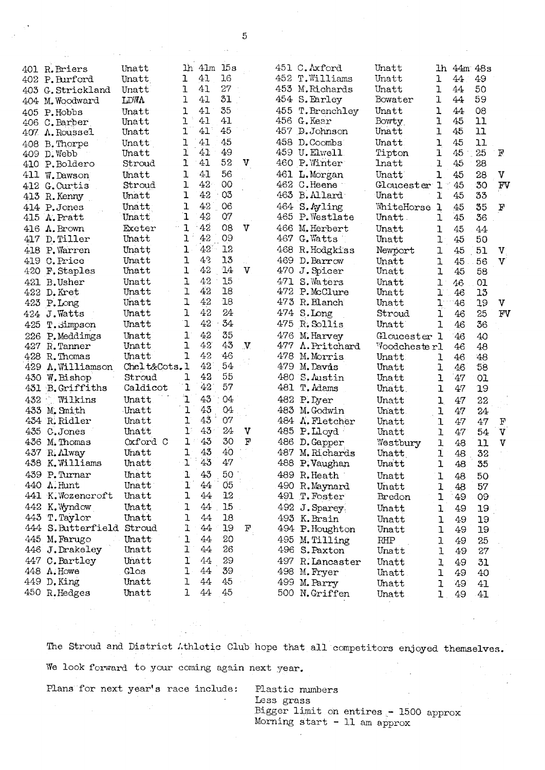| Pos | Name | Club | h | m | s | |
|---|---|---|---|---|---|---|
| 401 | R.Briers | Unatt | 1h | 41m | 15s | |
| 402 | P.Burford | Unatt | 1 | 41 | 16 | |
| 403 | G.Strickland | Unatt | 1 | 41 | 27 | |
| 404 | M.Woodward | LDWA | 1 | 41 | 31 | |
| 405 | P.Hobbs | Unatt | 1 | 41 | 35 | |
| 406 | C.Barber | Unatt | 1 | 41 | 41 | |
| 407 | A.Roussel | Unatt | 1 | 41 | 45 | |
| 408 | B.Thorpe | Unatt | 1 | 41 | 45 | |
| 409 | D.Webb | Unatt | 1 | 41 | 49 | |
| 410 | P.Boldero | Stroud | 1 | 41 | 52 | V |
| 411 | W.Dawson | Unatt | 1 | 41 | 56 | |
| 412 | G.Curtis | Stroud | 1 | 42 | 00 | |
| 413 | R.Kenny | Unatt | 1 | 42 | 03 | |
| 414 | P.Jones | Unatt | 1 | 42 | 06 | |
| 415 | A.Pratt | Unatt | 1 | 42 | 07 | |
| 416 | A.Brown | Exeter | 1 | 42 | 08 | V |
| 417 | D.Tiller | Unatt | 1 | 42 | 09 | |
| 418 | P.Warren | Unatt | 1 | 42 | 12 | |
| 419 | C.Price | Unatt | 1 | 42 | 13 | |
| 420 | F.Staples | Unatt | 1 | 42 | 14 | V |
| 421 | B.Usher | Unatt | 1 | 42 | 15 | |
| 422 | D.Kret | Unatt | 1 | 42 | 18 | |
| 423 | P.Long | Unatt | 1 | 42 | 18 | |
| 424 | J.Watts | Unatt | 1 | 42 | 24 | |
| 425 | T.Simpson | Unatt | 1 | 42 | 34 | |
| 226 | P.Meddimgs | Unatt | 1 | 42 | 35 | |
| 427 | R.Tanner | Unatt | 1 | 42 | 43 | V |
| 428 | R.Thomas | Unatt | 1 | 42 | 46 | |
| 429 | A.Williamson | Chelt&Cots. | 1 | 42 | 54 | |
| 430 | W.Bishop | Stroud | 1 | 42 | 55 | |
| 431 | B.Griffiths | Caldicot | 1 | 42 | 57 | |
| 432 | Wilkins | Unatt | 1 | 43 | 04 | |
| 433 | M.Smith | Unatt | 1 | 43 | 04 | |
| 434 | R.Ridler | Unatt | 1 | 43 | 07 | |
| 435 | C.Jones | Unatt | 1 | 43 | 24 | V |
| 436 | M.Thomas | Oxford C | 1 | 43 | 30 | F |
| 437 | R.Alway | Unatt | 1 | 43 | 40 | |
| 438 | K.Williams | Unatt | 1 | 43 | 47 | |
| 439 | P.Turnar | Unatt | 1 | 43 | 50 | |
| 440 | A.Hunt | Unatt | 1 | 44 | 05 | |
| 441 | K.Wozencroft | Unatt | 1 | 44 | 12 | |
| 442 | K.Wyndow | Unatt | 1 | 44 | 15 | |
| 443 | T.Taylor | Unatt | 1 | 44 | 18 | |
| 444 | S.Butterfield | Stroud | 1 | 44 | 19 | F |
| 445 | M.Farugo | Unatt | 1 | 44 | 20 | |
| 446 | J.Drakeley | Unatt | 1 | 44 | 26 | |
| 447 | C.Bartley | Unatt | 1 | 44 | 29 | |
| 448 | A.Howe | Glos | 1 | 44 | 39 | |
| 449 | D.King | Unatt | 1 | 44 | 45 | |
| 450 | R.Hedges | Unatt | 1 | 44 | 45 | |
| 451 | C.Axford | Unatt | 1h | 44m | 48s | |
| 452 | T.Williams | Unatt | 1 | 44 | 49 | |
| 453 | M.Richards | Unatt | 1 | 44 | 50 | |
| 454 | S.Earley | Bowater | 1 | 44 | 59 | |
| 455 | T.Brenchley | Unatt | 1 | 44 | 08 | |
| 456 | G.Kear | Bowty | 1 | 45 | 11 | |
| 457 | B.Johnson | Unatt | 1 | 45 | 11 | |
| 458 | D.Coombs | Unatt | 1 | 45 | 11 | |
| 459 | U.Elwell | Tipton | 1 | 45 | 25 | F |
| 460 | P.Winter | Inatt | 1 | 45 | 28 | |
| 461 | L.Morgan | Unatt | 1 | 45 | 28 | V |
| 462 | C.Heene | Gloucester | 1 | 45 | 30 | FV |
| 463 | B.Allard | Unatt | 1 | 45 | 33 | |
| 464 | S.Ayling | WhiteHorse | 1 | 45 | 35 | F |
| 465 | P.Westlate | Unatt | 1 | 45 | 36 | |
| 466 | M.Herbert | Unatt | 1 | 45 | 44 | |
| 467 | G.Watts | Unatt | 1 | 45 | 50 | |
| 468 | R.Hodgkiss | Newport | 1 | 45 | 51 | V |
| 469 | D.Barrow | Unatt | 1 | 45 | 56 | V |
| 470 | J.Spicer | Unatt | 1 | 45 | 58 | |
| 471 | S.Waters | Unatt | 1 | 46 | 01 | |
| 472 | P.McClure | Unatt | 1 | 46 | 13 | |
| 473 | R.Blanch | Unatt | 1 | 46 | 19 | V |
| 474 | S.Long | Stroud | 1 | 46 | 25 | FV |
| 475 | R.Sollis | Unatt | 1 | 46 | 36 | |
| 476 | M.Harvey | Gloucester | 1 | 46 | 40 | |
| 477 | A.Pritchard | Woodchester | 1 | 46 | 48 | |
| 478 | M.Morris | Unatt | 1 | 46 | 48 | |
| 479 | M.Davis | Unatt | 1 | 46 | 58 | |
| 480 | S.Austin | Unatt | 1 | 47 | 01 | |
| 481 | T.Adams | Unatt | 1 | 47 | 19 | |
| 482 | P.Dyer | Unatt | 1 | 47 | 22 | |
| 483 | M.Godwin | Unatt | 1 | 47 | 24 | |
| 484 | A.Fletcher | Unatt | 1 | 47 | 47 | F |
| 485 | P.Lloyd | Unatt | 1 | 47 | 54 | V |
| 486 | D.Gapper | Westbury | 1 | 48 | 11 | V |
| 487 | M.Richards | Unatt | 1 | 48 | 32 | |
| 488 | P.Vaughan | Unatt | 1 | 48 | 35 | |
| 489 | R.Heath | Unatt | 1 | 48 | 50 | |
| 490 | R.Maynard | Unatt | 1 | 48 | 57 | |
| 491 | T.Foster | Bredon | 1 | 49 | 09 | |
| 492 | J.Sparey | Unatt | 1 | 49 | 19 | |
| 493 | K.Brain | Unatt | 1 | 49 | 19 | |
| 494 | P.Houghton | Unatt | 1 | 49 | 19 | |
| 495 | M.Tilling | RHP | 1 | 49 | 25 | |
| 496 | S.Paxton | Unatt | 1 | 49 | 27 | |
| 497 | R.Lancaster | Unatt | 1 | 49 | 31 | |
| 498 | M.Fryer | Unatt | 1 | 49 | 40 | |
| 499 | M.Parry | Unatt | 1 | 49 | 41 | |
| 500 | N.Griffen | Unatt | 1 | 49 | 41 | |

The Stroud and District Athletic Club hope that all competitors enjoyed themselves.

We look forward to your coming again next year.

Plans for next year's race include:

- Plastic numbers
- Less grass
- Bigger limit on entires - 1500 approx
- Morning start - 11 am approx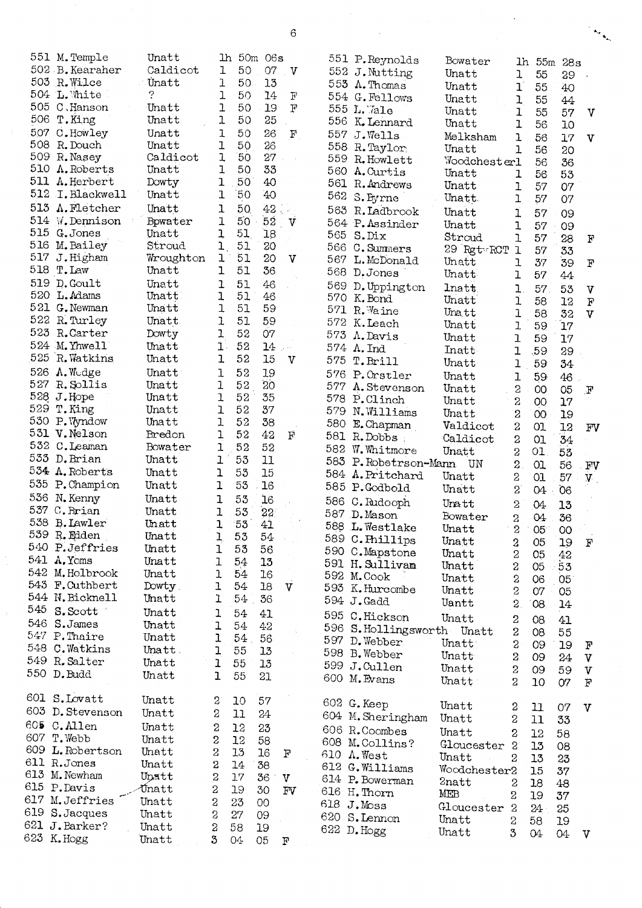| | | | | | | |
|---|---|---|---|---|---|---|
| 551 | M.Temple | Unatt | 1h | 50m | 06s | |
| 502 | B.Kearaher | Caldicot | 1 | 50 | 07 | V |
| 503 | R.Wilce | Unatt | 1 | 50 | 13 | |
| 504 | L.White | ? | 1 | 50 | 14 | F |
| 505 | C.Hanson | Unatt | 1 | 50 | 19 | F |
| 506 | T.King | Unatt | 1 | 50 | 25 | |
| 507 | C.Howley | Unatt | 1 | 50 | 26 | F |
| 508 | R.Douch | Unatt | 1 | 50 | 26 | |
| 509 | R.Nasey | Caldicot | 1 | 50 | 27 | |
| 510 | A.Roberts | Unatt | 1 | 50 | 33 | |
| 511 | A.Herbert | Dowty | 1 | 50 | 40 | |
| 512 | I.Blackwell | Unatt | 1 | 50 | 40 | |
| 513 | A.Fletcher | Unatt | 1 | 50 | 42 | |
| 514 | W.Dennison | Bowater | 1 | 50 | 52 | V |
| 515 | G.Jones | Unatt | 1 | 51 | 18 | |
| 516 | M.Bailey | Stroud | 1 | 51 | 20 | |
| 517 | J.Higham | Wroughton | 1 | 51 | 20 | V |
| 518 | T.Law | Unatt | 1 | 51 | 36 | |
| 519 | D.Goult | Unatt | 1 | 51 | 46 | |
| 520 | L.Adams | Unatt | 1 | 51 | 46 | |
| 521 | G.Newman | Unatt | 1 | 51 | 59 | |
| 522 | R.Turley | Unatt | 1 | 51 | 59 | |
| 523 | R.Carter | Dowty | 1 | 52 | 07 | |
| 524 | M.Yhwell | Unatt | 1 | 52 | 14 | |
| 525 | R.Watkins | Unatt | 1 | 52 | 15 | V |
| 526 | A.Wedge | Unatt | 1 | 52 | 19 | |
| 527 | R.Sollis | Unatt | 1 | 52 | 20 | |
| 528 | J.Hope | Unatt | 1 | 52 | 35 | |
| 529 | T.King | Unatt | 1 | 52 | 37 | |
| 530 | P.Wyndow | Unatt | 1 | 52 | 38 | |
| 531 | V.Nelson | Bredon | 1 | 52 | 42 | F |
| 532 | C.Leaman | Bowater | 1 | 52 | 52 | |
| 533 | D.Brian | Unatt | 1 | 53 | 11 | |
| 534 | A.Roberts | Unatt | 1 | 53 | 15 | |
| 535 | P.Champion | Unatt | 1 | 53 | 16 | |
| 536 | N.Kenny | Unatt | 1 | 53 | 16 | |
| 537 | C.Brian | Unatt | 1 | 53 | 22 | |
| 538 | B.Lawler | Unatt | 1 | 53 | 41 | |
| 539 | R.Eden | Unatt | 1 | 53 | 54 | |
| 540 | P.Jeffries | Unatt | 1 | 53 | 56 | |
| 541 | A.Yoms | Unatt | 1 | 54 | 13 | |
| 542 | M.Holbrook | Unatt | 1 | 54 | 16 | |
| 543 | F.Cuthbert | Dowty | 1 | 54 | 18 | V |
| 544 | N.Bicknell | Unatt | 1 | 54 | 36 | |
| 545 | S.Scott | Unatt | 1 | 54 | 41 | |
| 546 | S.James | Unatt | 1 | 54 | 42 | |
| 547 | P.Thaire | Unatt | 1 | 54 | 56 | |
| 548 | C.Watkins | Unatt | 1 | 55 | 13 | |
| 549 | R.Salter | Unatt | 1 | 55 | 13 | |
| 550 | D.Budd | Unatt | 1 | 55 | 21 | |
| 551 | P.Reynolds | Bowater | 1h | 55m | 28s | |
| 552 | J.Nutting | Unatt | 1 | 55 | 29 | |
| 553 | A.Thomas | Unatt | 1 | 55 | 40 | |
| 554 | G.Fellows | Unatt | 1 | 55 | 44 | |
| 555 | L.Vale | Unatt | 1 | 55 | 57 | V |
| 556 | K.Lennard | Unatt | 1 | 56 | 10 | |
| 557 | J.Wells | Melksham | 1 | 56 | 17 | V |
| 558 | R.Taylor | Unatt | 1 | 56 | 20 | |
| 559 | R.Howlett | Woodchester | 1 | 56 | 36 | |
| 560 | A.Curtis | Unatt | 1 | 56 | 53 | |
| 561 | R.Andrews | Unatt | 1 | 57 | 07 | |
| 562 | S.Byrne | Unatt | 1 | 57 | 07 | |
| 563 | R.Ladbrook | Unatt | 1 | 57 | 09 | |
| 564 | P.Assinder | Unatt | 1 | 57 | 09 | |
| 565 | S.Dix | Stroud | 1 | 57 | 28 | F |
| 566 | C.Summers | 29 Rgt RCT | 1 | 57 | 33 | |
| 567 | L.McDonald | Unatt | 1 | 37 | 39 | F |
| 568 | D.Jones | Unatt | 1 | 57 | 44 | |
| 569 | D.Uppington | Inatt | 1 | 57 | 53 | V |
| 570 | K.Bond | Unatt | 1 | 58 | 12 | F |
| 571 | R.Waine | Unatt | 1 | 58 | 32 | V |
| 572 | K.Leach | Unatt | 1 | 59 | 17 | |
| 573 | A.Davis | Unatt | 1 | 59 | 17 | |
| 574 | A.Ind | Inatt | 1 | 59 | 29 | |
| 575 | T.Brill | Unatt | 1 | 59 | 34 | |
| 576 | P.Orstler | Unatt | 1 | 59 | 46 | |
| 577 | A.Stevenson | Unatt | 2 | 00 | 05 | F |
| 578 | P.Clinch | Unatt | 2 | 00 | 17 | |
| 579 | N.Williams | Unatt | 2 | 00 | 19 | |
| 580 | E.Chapman | Valdicot | 2 | 01 | 12 | FV |
| 581 | R.Dobbs | Caldicot | 2 | 01 | 34 | |
| 582 | W.Whitmore | Unatt | 2 | 01 | 53 | |
| 583 | P.Robetrson-Mann | UN | 2 | 01 | 56 | FV |
| 584 | A.Pritchard | Unatt | 2 | 01 | 57 | V |
| 585 | P.Godbold | Unatt | 2 | 04 | 06 | |
| 586 | C.Rudooph | Unatt | 2 | 04 | 13 | |
| 587 | D.Mason | Bowater | 2 | 04 | 36 | |
| 588 | L.Westlake | Unatt | 2 | 05 | 00 | |
| 589 | C.Phillips | Unatt | 2 | 05 | 19 | F |
| 590 | C.Mapstone | Unatt | 2 | 05 | 42 | |
| 591 | H.Sullivan | Unatt | 2 | 05 | 53 | |
| 592 | M.Cook | Unatt | 2 | 06 | 05 | |
| 593 | K.Hurcombe | Unatt | 2 | 07 | 05 | |
| 594 | J.Gadd | Uantt | 2 | 08 | 14 | |
| 595 | C.Hickson | Unatt | 2 | 08 | 41 | |
| 596 | S.Hollingsworth | Unatt | 2 | 08 | 55 | |
| 597 | D.Webber | Unatt | 2 | 09 | 19 | F |
| 598 | B.Webber | Unatt | 2 | 09 | 24 | V |
| 599 | J.Cullen | Unatt | 2 | 09 | 59 | V |
| 600 | M.Evans | Unatt | 2 | 10 | 07 | F |
| 601 | S.Lovatt | Unatt | 2 | 10 | 57 | |
| 602 | G.Keep | Unatt | 2 | 11 | 07 | V |
| 603 | D.Stevenson | Unatt | 2 | 11 | 24 | |
| 604 | M.Sheringham | Unatt | 2 | 11 | 33 | |
| 605 | C.Allen | Unatt | 2 | 12 | 23 | |
| 606 | R.Coombes | Unatt | 2 | 12 | 58 | |
| 607 | T.Webb | Unatt | 2 | 12 | 58 | |
| 608 | M.Collins? | Gloucester | 2 | 13 | 08 | |
| 609 | L.Robertson | Unatt | 2 | 13 | 16 | F |
| 610 | A.West | Unatt | 2 | 13 | 23 | |
| 611 | R.Jones | Unatt | 2 | 14 | 38 | |
| 612 | G.Williams | Woodchester | 2 | 15 | 37 | |
| 613 | M.Newham | Unatt | 2 | 17 | 36 | V |
| 614 | P.Bowerman | 2natt | 2 | 18 | 48 | |
| 615 | P.Davis | Unatt | 2 | 19 | 30 | FV |
| 616 | H.Thorn | MEB | 2 | 19 | 37 | |
| 617 | M.Jeffries | Unatt | 2 | 23 | 00 | |
| 618 | J.Moss | Gloucester | 2 | 24 | 25 | |
| 619 | S.Jacques | Unatt | 2 | 27 | 09 | |
| 620 | S.Lennon | Unatt | 2 | 58 | 19 | |
| 621 | J.Barker? | Unatt | 2 | 58 | 19 | |
| 622 | D.Hogg | Unatt | 3 | 04 | 04 | V |
| 623 | K.Hogg | Unatt | 3 | 04 | 05 | F |